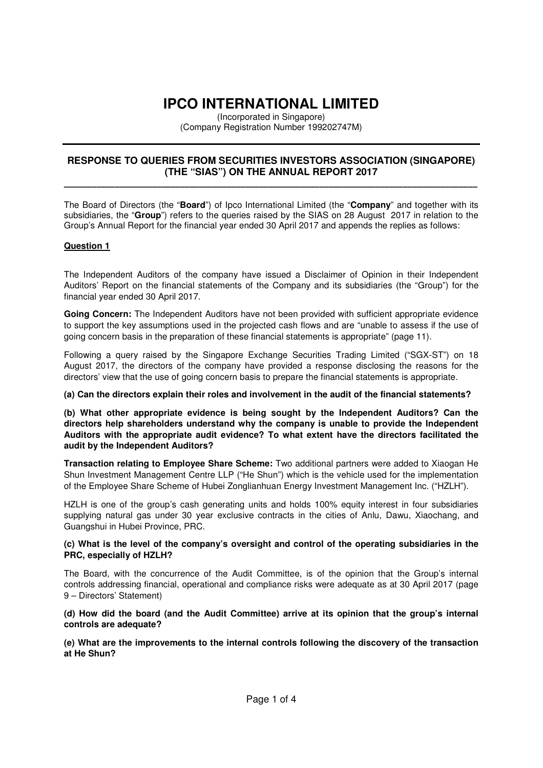# IPCO INTERNATIONAL LIMITED

(Incorporated in Singapore)
(Company Registration Number 199202747M)

---

## RESPONSE TO QUERIES FROM SECURITIES INVESTORS ASSOCIATION (SINGAPORE) (THE "SIAS") ON THE ANNUAL REPORT 2017

---

The Board of Directors (the "**Board**") of Ipco International Limited (the "**Company**" and together with its subsidiaries, the "**Group**") refers to the queries raised by the SIAS on 28 August 2017 in relation to the Group's Annual Report for the financial year ended 30 April 2017 and appends the replies as follows:

**Question 1**

The Independent Auditors of the company have issued a Disclaimer of Opinion in their Independent Auditors' Report on the financial statements of the Company and its subsidiaries (the "Group") for the financial year ended 30 April 2017.

**Going Concern:** The Independent Auditors have not been provided with sufficient appropriate evidence to support the key assumptions used in the projected cash flows and are "unable to assess if the use of going concern basis in the preparation of these financial statements is appropriate" (page 11).

Following a query raised by the Singapore Exchange Securities Trading Limited ("SGX-ST") on 18 August 2017, the directors of the company have provided a response disclosing the reasons for the directors' view that the use of going concern basis to prepare the financial statements is appropriate.

**(a) Can the directors explain their roles and involvement in the audit of the financial statements?**

**(b) What other appropriate evidence is being sought by the Independent Auditors? Can the directors help shareholders understand why the company is unable to provide the Independent Auditors with the appropriate audit evidence? To what extent have the directors facilitated the audit by the Independent Auditors?**

**Transaction relating to Employee Share Scheme:** Two additional partners were added to Xiaogan He Shun Investment Management Centre LLP ("He Shun") which is the vehicle used for the implementation of the Employee Share Scheme of Hubei Zonglianhuan Energy Investment Management Inc. ("HZLH").

HZLH is one of the group's cash generating units and holds 100% equity interest in four subsidiaries supplying natural gas under 30 year exclusive contracts in the cities of Anlu, Dawu, Xiaochang, and Guangshui in Hubei Province, PRC.

**(c) What is the level of the company's oversight and control of the operating subsidiaries in the PRC, especially of HZLH?**

The Board, with the concurrence of the Audit Committee, is of the opinion that the Group's internal controls addressing financial, operational and compliance risks were adequate as at 30 April 2017 (page 9 – Directors' Statement)

**(d) How did the board (and the Audit Committee) arrive at its opinion that the group's internal controls are adequate?**

**(e) What are the improvements to the internal controls following the discovery of the transaction at He Shun?**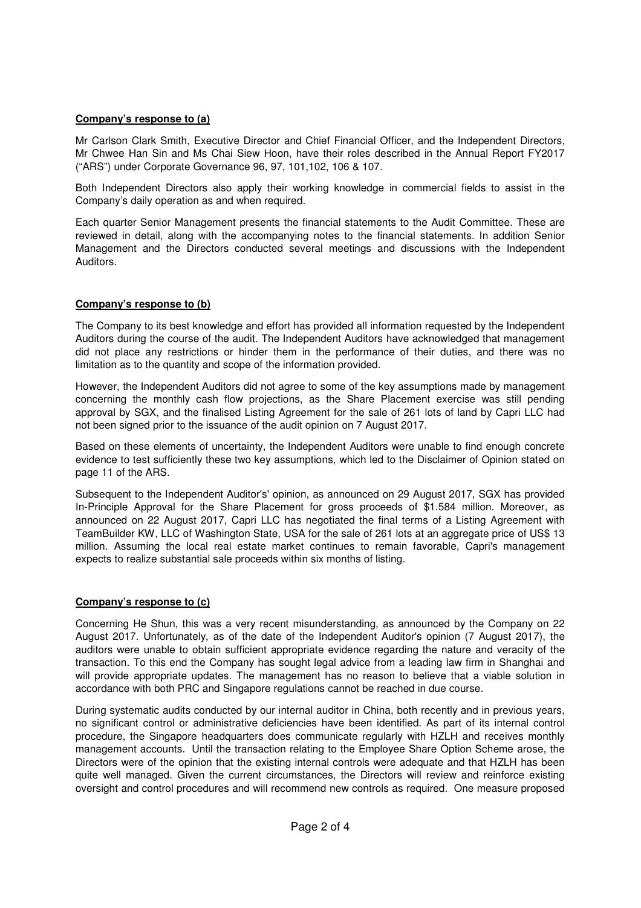**Company's response to (a)**

Mr Carlson Clark Smith, Executive Director and Chief Financial Officer, and the Independent Directors, Mr Chwee Han Sin and Ms Chai Siew Hoon, have their roles described in the Annual Report FY2017 ("ARS") under Corporate Governance 96, 97, 101,102, 106 & 107.

Both Independent Directors also apply their working knowledge in commercial fields to assist in the Company's daily operation as and when required.

Each quarter Senior Management presents the financial statements to the Audit Committee. These are reviewed in detail, along with the accompanying notes to the financial statements. In addition Senior Management and the Directors conducted several meetings and discussions with the Independent Auditors.

**Company's response to (b)**

The Company to its best knowledge and effort has provided all information requested by the Independent Auditors during the course of the audit. The Independent Auditors have acknowledged that management did not place any restrictions or hinder them in the performance of their duties, and there was no limitation as to the quantity and scope of the information provided.

However, the Independent Auditors did not agree to some of the key assumptions made by management concerning the monthly cash flow projections, as the Share Placement exercise was still pending approval by SGX, and the finalised Listing Agreement for the sale of 261 lots of land by Capri LLC had not been signed prior to the issuance of the audit opinion on 7 August 2017.

Based on these elements of uncertainty, the Independent Auditors were unable to find enough concrete evidence to test sufficiently these two key assumptions, which led to the Disclaimer of Opinion stated on page 11 of the ARS.

Subsequent to the Independent Auditor's' opinion, as announced on 29 August 2017, SGX has provided In-Principle Approval for the Share Placement for gross proceeds of $1.584 million. Moreover, as announced on 22 August 2017, Capri LLC has negotiated the final terms of a Listing Agreement with TeamBuilder KW, LLC of Washington State, USA for the sale of 261 lots at an aggregate price of US$ 13 million. Assuming the local real estate market continues to remain favorable, Capri's management expects to realize substantial sale proceeds within six months of listing.

**Company's response to (c)**

Concerning He Shun, this was a very recent misunderstanding, as announced by the Company on 22 August 2017. Unfortunately, as of the date of the Independent Auditor's opinion (7 August 2017), the auditors were unable to obtain sufficient appropriate evidence regarding the nature and veracity of the transaction. To this end the Company has sought legal advice from a leading law firm in Shanghai and will provide appropriate updates. The management has no reason to believe that a viable solution in accordance with both PRC and Singapore regulations cannot be reached in due course.

During systematic audits conducted by our internal auditor in China, both recently and in previous years, no significant control or administrative deficiencies have been identified. As part of its internal control procedure, the Singapore headquarters does communicate regularly with HZLH and receives monthly management accounts. Until the transaction relating to the Employee Share Option Scheme arose, the Directors were of the opinion that the existing internal controls were adequate and that HZLH has been quite well managed. Given the current circumstances, the Directors will review and reinforce existing oversight and control procedures and will recommend new controls as required. One measure proposed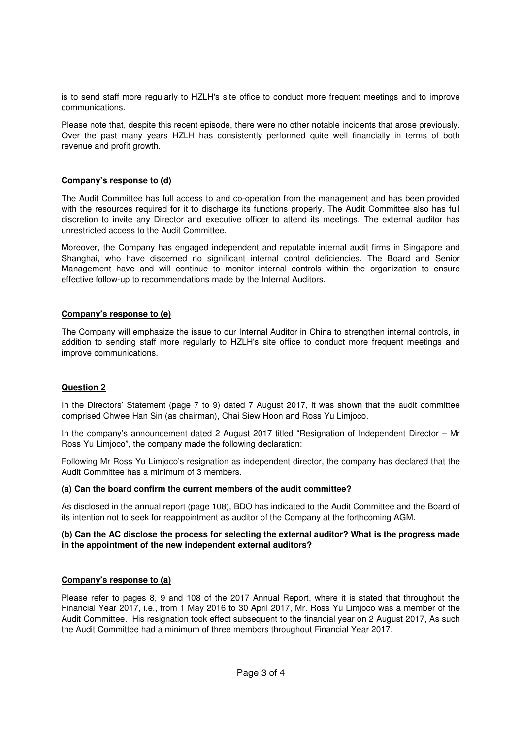is to send staff more regularly to HZLH's site office to conduct more frequent meetings and to improve communications.

Please note that, despite this recent episode, there were no other notable incidents that arose previously. Over the past many years HZLH has consistently performed quite well financially in terms of both revenue and profit growth.

**Company's response to (d)**

The Audit Committee has full access to and co-operation from the management and has been provided with the resources required for it to discharge its functions properly. The Audit Committee also has full discretion to invite any Director and executive officer to attend its meetings. The external auditor has unrestricted access to the Audit Committee.

Moreover, the Company has engaged independent and reputable internal audit firms in Singapore and Shanghai, who have discerned no significant internal control deficiencies. The Board and Senior Management have and will continue to monitor internal controls within the organization to ensure effective follow-up to recommendations made by the Internal Auditors.

**Company's response to (e)**

The Company will emphasize the issue to our Internal Auditor in China to strengthen internal controls, in addition to sending staff more regularly to HZLH's site office to conduct more frequent meetings and improve communications.

**Question 2**

In the Directors' Statement (page 7 to 9) dated 7 August 2017, it was shown that the audit committee comprised Chwee Han Sin (as chairman), Chai Siew Hoon and Ross Yu Limjoco.

In the company's announcement dated 2 August 2017 titled "Resignation of Independent Director – Mr Ross Yu Limjoco", the company made the following declaration:

Following Mr Ross Yu Limjoco's resignation as independent director, the company has declared that the Audit Committee has a minimum of 3 members.

**(a) Can the board confirm the current members of the audit committee?**

As disclosed in the annual report (page 108), BDO has indicated to the Audit Committee and the Board of its intention not to seek for reappointment as auditor of the Company at the forthcoming AGM.

**(b) Can the AC disclose the process for selecting the external auditor? What is the progress made in the appointment of the new independent external auditors?**

**Company's response to (a)**

Please refer to pages 8, 9 and 108 of the 2017 Annual Report, where it is stated that throughout the Financial Year 2017, i.e., from 1 May 2016 to 30 April 2017, Mr. Ross Yu Limjoco was a member of the Audit Committee. His resignation took effect subsequent to the financial year on 2 August 2017, As such the Audit Committee had a minimum of three members throughout Financial Year 2017.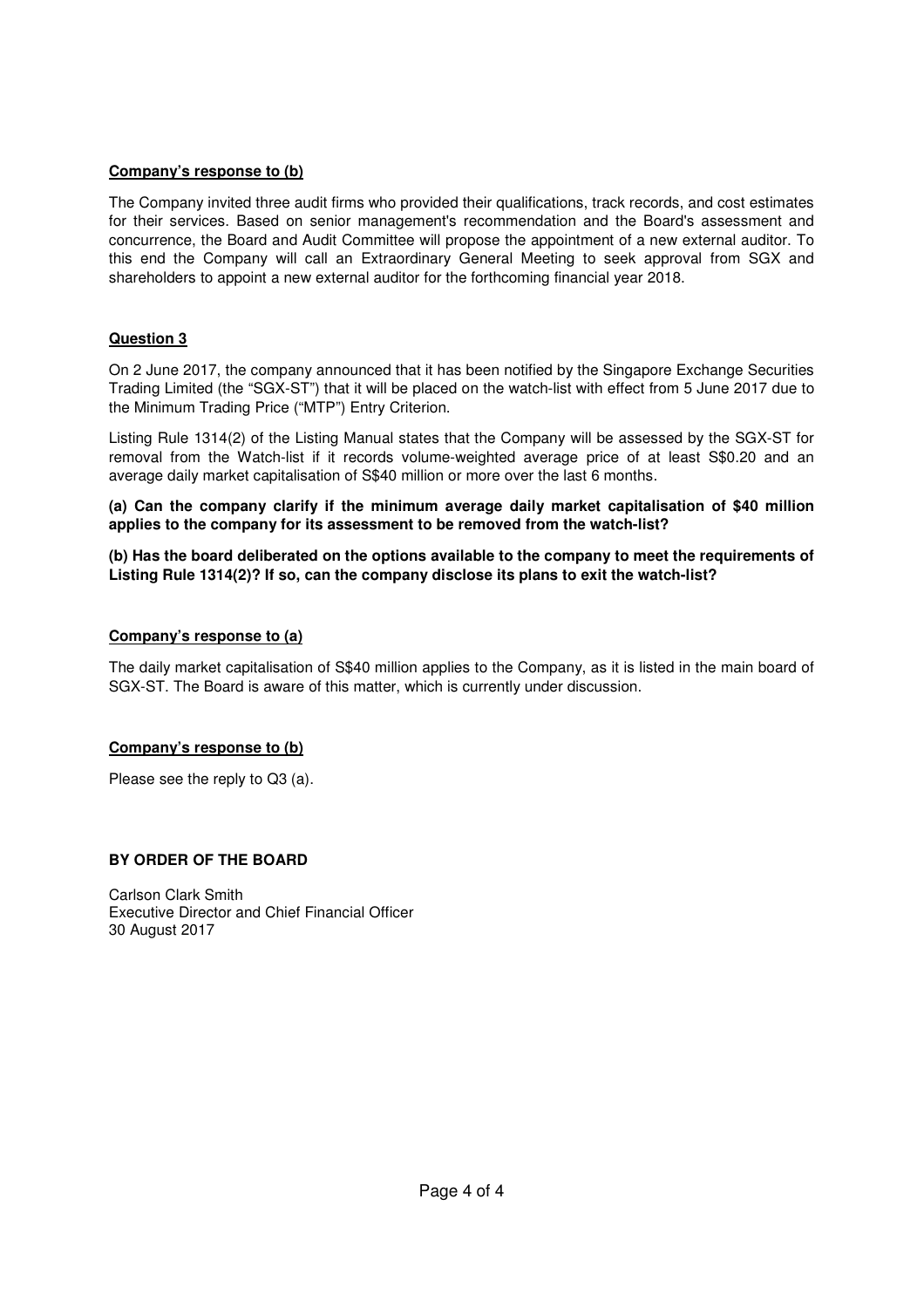**Company's response to (b)**

The Company invited three audit firms who provided their qualifications, track records, and cost estimates for their services. Based on senior management's recommendation and the Board's assessment and concurrence, the Board and Audit Committee will propose the appointment of a new external auditor. To this end the Company will call an Extraordinary General Meeting to seek approval from SGX and shareholders to appoint a new external auditor for the forthcoming financial year 2018.

**Question 3**

On 2 June 2017, the company announced that it has been notified by the Singapore Exchange Securities Trading Limited (the "SGX-ST") that it will be placed on the watch-list with effect from 5 June 2017 due to the Minimum Trading Price ("MTP") Entry Criterion.

Listing Rule 1314(2) of the Listing Manual states that the Company will be assessed by the SGX-ST for removal from the Watch-list if it records volume-weighted average price of at least S$0.20 and an average daily market capitalisation of S$40 million or more over the last 6 months.

**(a) Can the company clarify if the minimum average daily market capitalisation of $40 million applies to the company for its assessment to be removed from the watch-list?**

**(b) Has the board deliberated on the options available to the company to meet the requirements of Listing Rule 1314(2)? If so, can the company disclose its plans to exit the watch-list?**

**Company's response to (a)**

The daily market capitalisation of S$40 million applies to the Company, as it is listed in the main board of SGX-ST. The Board is aware of this matter, which is currently under discussion.

**Company's response to (b)**

Please see the reply to Q3 (a).

**BY ORDER OF THE BOARD**

Carlson Clark Smith
Executive Director and Chief Financial Officer
30 August 2017